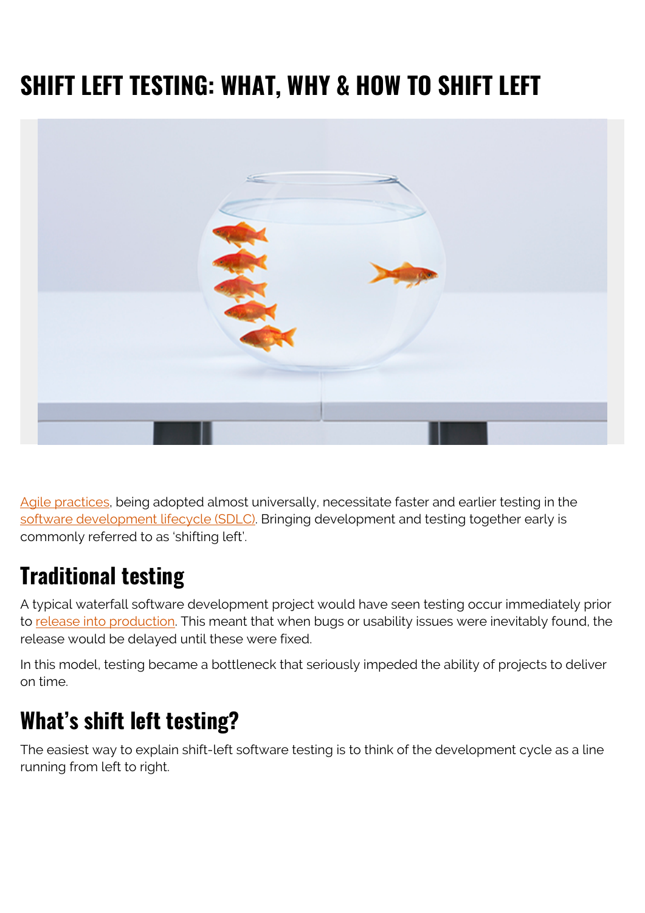# SHIFT LEFT TESTING: WHAT, WHY & HOW TO SHIFT LEFT

Agile practices, being adopted almost universally, necessitate faster and earlier testing in the software development lifecycle (SDLC). Bringing development and testing together early is commonly referred to as 'shifting left'.

## Traditional testing

A typical waterfall software development project would have seen testing occur immediately prior to release into production. This meant that when bugs or usability issues were inevitably found, the release would be delayed until these were fixed.

In this model, testing became a bottleneck that seriously impeded the ability of projects to deliver on time.

## What's shift left testing?

The easiest way to explain shift-left software testing is to think of the development cycle as a line running from left to right.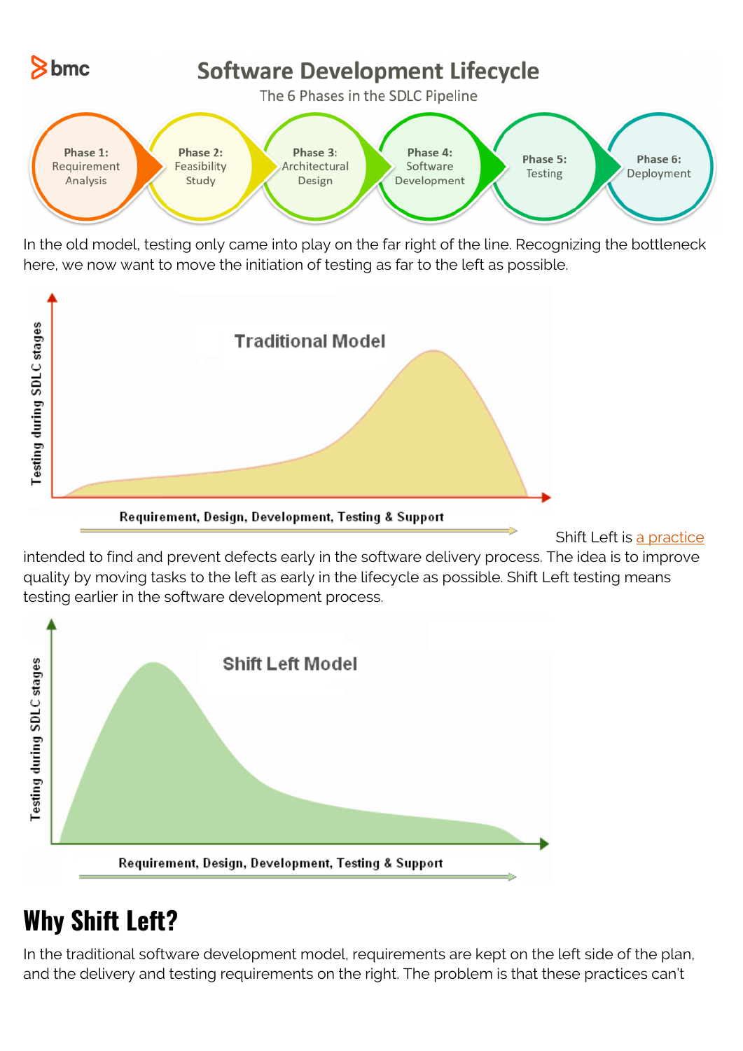In the old model, testing only came into play on the far right of the line. Recognizing the bottleneck here, we now want to move the initiation of testing as far to the left as possible.

Shift Left is [a practice](#) intended to find and prevent defects early in the software delivery process. The idea is to improve quality by moving tasks to the left as early in the lifecycle as possible. Shift Left testing means testing earlier in the software development process.

## Why Shift Left?

In the traditional software development model, requirements are kept on the left side of the plan, and the delivery and testing requirements on the right. The problem is that these practices can't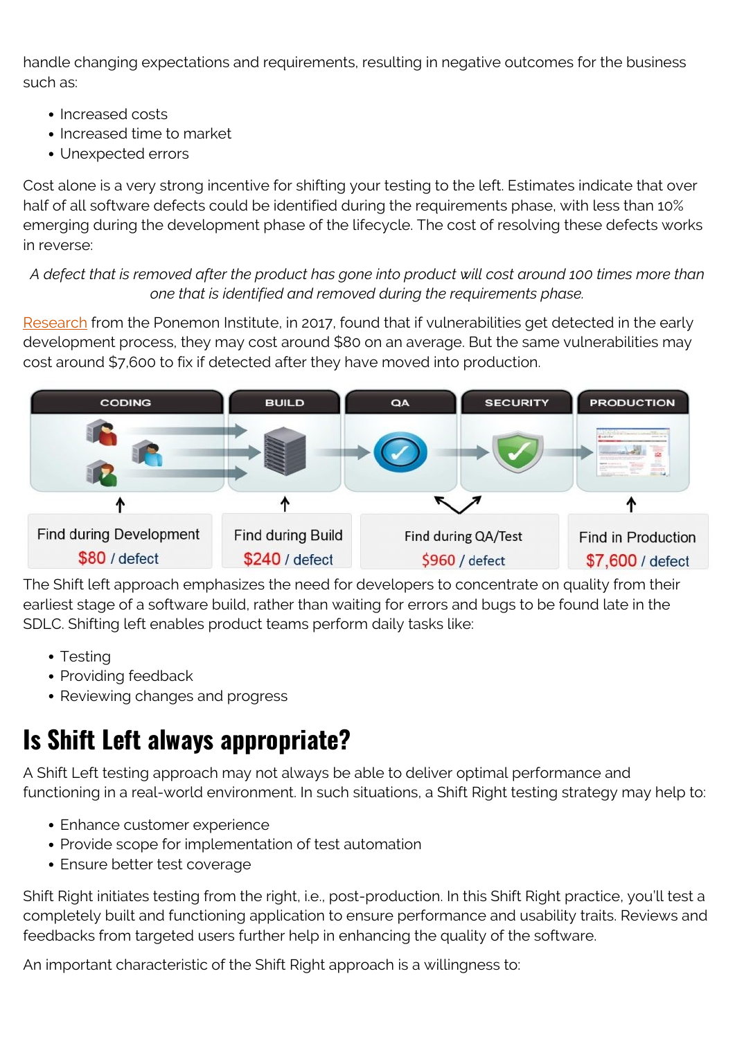handle changing expectations and requirements, resulting in negative outcomes for the business such as:

- Increased costs
- Increased time to market
- Unexpected errors

Cost alone is a very strong incentive for shifting your testing to the left. Estimates indicate that over half of all software defects could be identified during the requirements phase, with less than 10% emerging during the development phase of the lifecycle. The cost of resolving these defects works in reverse:

*A defect that is removed after the product has gone into product will cost around 100 times more than one that is identified and removed during the requirements phase.*

Research from the Ponemon Institute, in 2017, found that if vulnerabilities get detected in the early development process, they may cost around $80 on an average. But the same vulnerabilities may cost around $7,600 to fix if detected after they have moved into production.

CODING | BUILD | QA | SECURITY | PRODUCTION

Find during Development $80 / defect | Find during Build $240 / defect | Find during QA/Test $960 / defect | Find in Production $7,600 / defect

The Shift left approach emphasizes the need for developers to concentrate on quality from their earliest stage of a software build, rather than waiting for errors and bugs to be found late in the SDLC. Shifting left enables product teams perform daily tasks like:

- Testing
- Providing feedback
- Reviewing changes and progress

## Is Shift Left always appropriate?

A Shift Left testing approach may not always be able to deliver optimal performance and functioning in a real-world environment. In such situations, a Shift Right testing strategy may help to:

- Enhance customer experience
- Provide scope for implementation of test automation
- Ensure better test coverage

Shift Right initiates testing from the right, i.e., post-production. In this Shift Right practice, you'll test a completely built and functioning application to ensure performance and usability traits. Reviews and feedbacks from targeted users further help in enhancing the quality of the software.

An important characteristic of the Shift Right approach is a willingness to: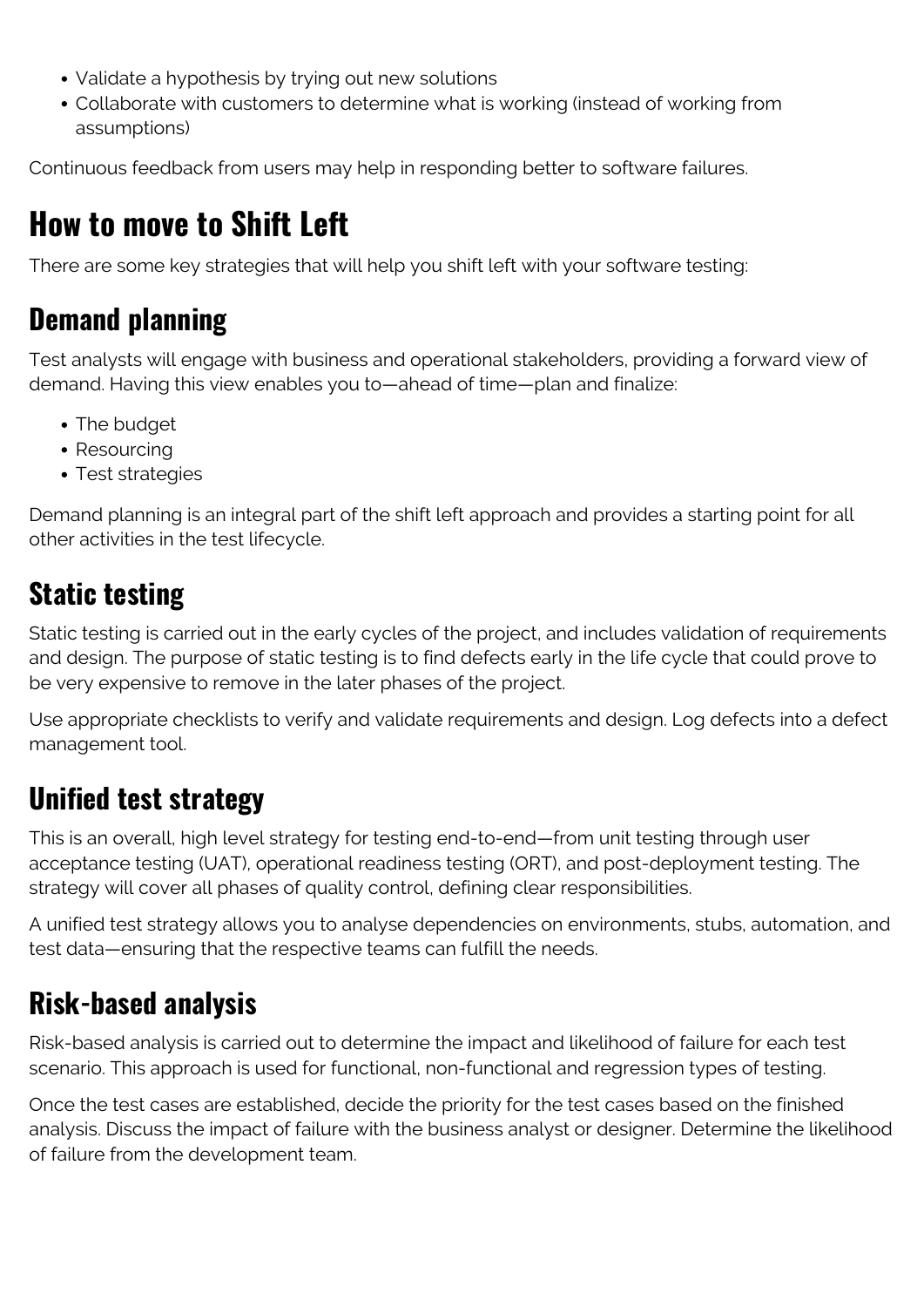- Validate a hypothesis by trying out new solutions
- Collaborate with customers to determine what is working (instead of working from assumptions)

Continuous feedback from users may help in responding better to software failures.

# How to move to Shift Left

There are some key strategies that will help you shift left with your software testing:

## Demand planning

Test analysts will engage with business and operational stakeholders, providing a forward view of demand. Having this view enables you to—ahead of time—plan and finalize:

- The budget
- Resourcing
- Test strategies

Demand planning is an integral part of the shift left approach and provides a starting point for all other activities in the test lifecycle.

## Static testing

Static testing is carried out in the early cycles of the project, and includes validation of requirements and design. The purpose of static testing is to find defects early in the life cycle that could prove to be very expensive to remove in the later phases of the project.

Use appropriate checklists to verify and validate requirements and design. Log defects into a defect management tool.

## Unified test strategy

This is an overall, high level strategy for testing end-to-end—from unit testing through user acceptance testing (UAT), operational readiness testing (ORT), and post-deployment testing. The strategy will cover all phases of quality control, defining clear responsibilities.

A unified test strategy allows you to analyse dependencies on environments, stubs, automation, and test data—ensuring that the respective teams can fulfill the needs.

## Risk-based analysis

Risk-based analysis is carried out to determine the impact and likelihood of failure for each test scenario. This approach is used for functional, non-functional and regression types of testing.

Once the test cases are established, decide the priority for the test cases based on the finished analysis. Discuss the impact of failure with the business analyst or designer. Determine the likelihood of failure from the development team.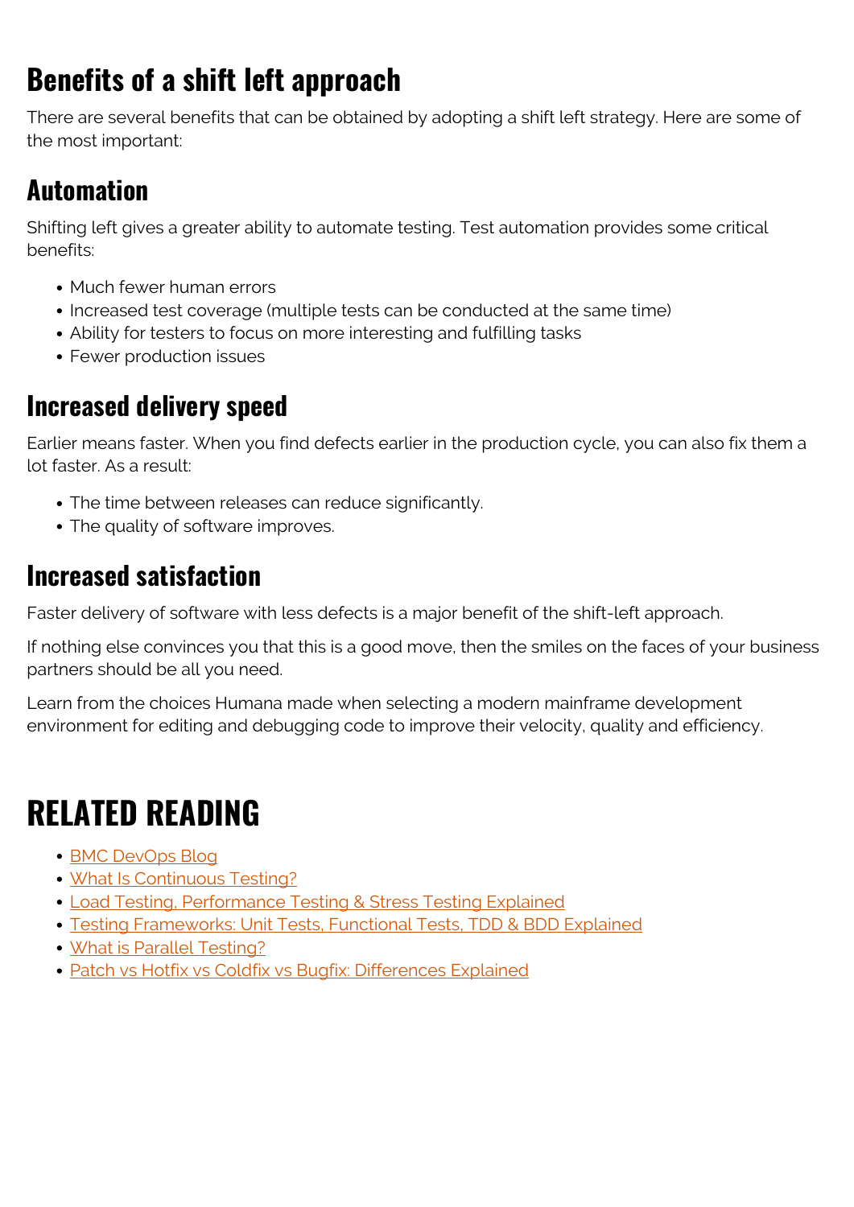## Benefits of a shift left approach

There are several benefits that can be obtained by adopting a shift left strategy. Here are some of the most important:

### Automation

Shifting left gives a greater ability to automate testing. Test automation provides some critical benefits:

- Much fewer human errors
- Increased test coverage (multiple tests can be conducted at the same time)
- Ability for testers to focus on more interesting and fulfilling tasks
- Fewer production issues

### Increased delivery speed

Earlier means faster. When you find defects earlier in the production cycle, you can also fix them a lot faster. As a result:

- The time between releases can reduce significantly.
- The quality of software improves.

### Increased satisfaction

Faster delivery of software with less defects is a major benefit of the shift-left approach.

If nothing else convinces you that this is a good move, then the smiles on the faces of your business partners should be all you need.

Learn from the choices Humana made when selecting a modern mainframe development environment for editing and debugging code to improve their velocity, quality and efficiency.

## RELATED READING

- BMC DevOps Blog
- What Is Continuous Testing?
- Load Testing, Performance Testing & Stress Testing Explained
- Testing Frameworks: Unit Tests, Functional Tests, TDD & BDD Explained
- What is Parallel Testing?
- Patch vs Hotfix vs Coldfix vs Bugfix: Differences Explained